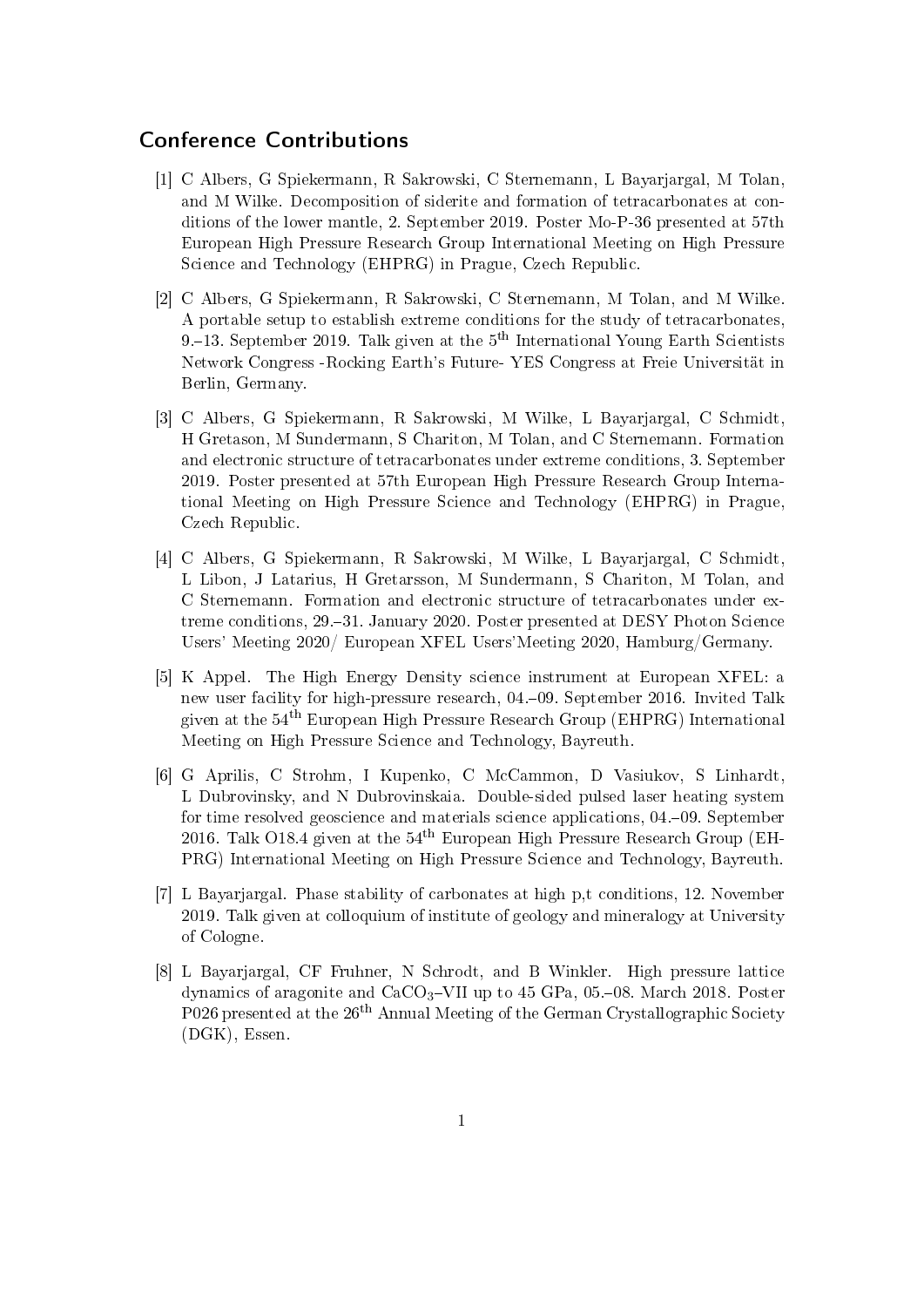## Conference Contributions

[1] C Albers, G Spiekermann, R Sakrowski, C Sternemann, L Bayarjargal, M Tolan, and M Wilke. Decomposition of siderite and formation of tetracarbonates at conditions of the lower mantle, 2. September 2019. Poster Mo-P-36 presented at 57th European High Pressure Research Group International Meeting on High Pressure Science and Technology (EHPRG) in Prague, Czech Republic.

[2] C Albers, G Spiekermann, R Sakrowski, C Sternemann, M Tolan, and M Wilke. A portable setup to establish extreme conditions for the study of tetracarbonates, 9.–13. September 2019. Talk given at the 5th International Young Earth Scientists Network Congress -Rocking Earth's Future- YES Congress at Freie Universität in Berlin, Germany.

[3] C Albers, G Spiekermann, R Sakrowski, M Wilke, L Bayarjargal, C Schmidt, H Gretason, M Sundermann, S Chariton, M Tolan, and C Sternemann. Formation and electronic structure of tetracarbonates under extreme conditions, 3. September 2019. Poster presented at 57th European High Pressure Research Group International Meeting on High Pressure Science and Technology (EHPRG) in Prague, Czech Republic.

[4] C Albers, G Spiekermann, R Sakrowski, M Wilke, L Bayarjargal, C Schmidt, L Libon, J Latarius, H Gretarsson, M Sundermann, S Chariton, M Tolan, and C Sternemann. Formation and electronic structure of tetracarbonates under extreme conditions, 29.–31. January 2020. Poster presented at DESY Photon Science Users' Meeting 2020/ European XFEL Users'Meeting 2020, Hamburg/Germany.

[5] K Appel. The High Energy Density science instrument at European XFEL: a new user facility for high-pressure research, 04.–09. September 2016. Invited Talk given at the 54th European High Pressure Research Group (EHPRG) International Meeting on High Pressure Science and Technology, Bayreuth.

[6] G Aprilis, C Strohm, I Kupenko, C McCammon, D Vasiukov, S Linhardt, L Dubrovinsky, and N Dubrovinskaia. Double-sided pulsed laser heating system for time resolved geoscience and materials science applications, 04.–09. September 2016. Talk O18.4 given at the 54th European High Pressure Research Group (EHPRG) International Meeting on High Pressure Science and Technology, Bayreuth.

[7] L Bayarjargal. Phase stability of carbonates at high p,t conditions, 12. November 2019. Talk given at colloquium of institute of geology and mineralogy at University of Cologne.

[8] L Bayarjargal, CF Fruhner, N Schrodt, and B Winkler. High pressure lattice dynamics of aragonite and $CaCO_3$–VII up to 45 GPa, 05.–08. March 2018. Poster P026 presented at the 26th Annual Meeting of the German Crystallographic Society (DGK), Essen.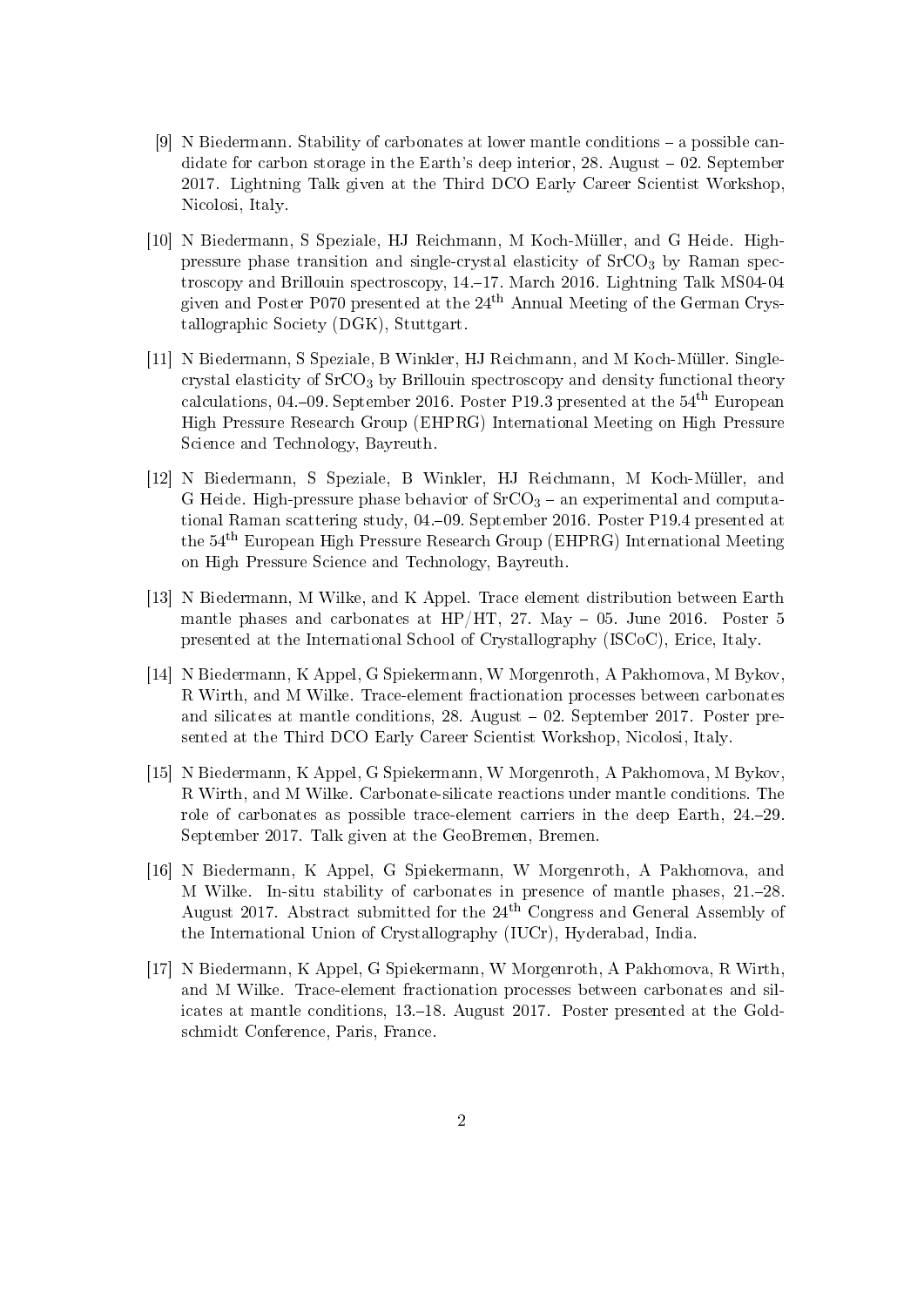[9] N Biedermann. Stability of carbonates at lower mantle conditions – a possible candidate for carbon storage in the Earth's deep interior, 28. August – 02. September 2017. Lightning Talk given at the Third DCO Early Career Scientist Workshop, Nicolosi, Italy.

[10] N Biedermann, S Speziale, HJ Reichmann, M Koch-Müller, and G Heide. High-pressure phase transition and single-crystal elasticity of $SrCO_3$ by Raman spectroscopy and Brillouin spectroscopy, 14.–17. March 2016. Lightning Talk MS04-04 given and Poster P070 presented at the 24th Annual Meeting of the German Crystallographic Society (DGK), Stuttgart.

[11] N Biedermann, S Speziale, B Winkler, HJ Reichmann, and M Koch-Müller. Single-crystal elasticity of $SrCO_3$ by Brillouin spectroscopy and density functional theory calculations, 04.–09. September 2016. Poster P19.3 presented at the 54th European High Pressure Research Group (EHPRG) International Meeting on High Pressure Science and Technology, Bayreuth.

[12] N Biedermann, S Speziale, B Winkler, HJ Reichmann, M Koch-Müller, and G Heide. High-pressure phase behavior of $SrCO_3$ – an experimental and computational Raman scattering study, 04.–09. September 2016. Poster P19.4 presented at the 54th European High Pressure Research Group (EHPRG) International Meeting on High Pressure Science and Technology, Bayreuth.

[13] N Biedermann, M Wilke, and K Appel. Trace element distribution between Earth mantle phases and carbonates at HP/HT, 27. May – 05. June 2016. Poster 5 presented at the International School of Crystallography (ISCoC), Erice, Italy.

[14] N Biedermann, K Appel, G Spiekermann, W Morgenroth, A Pakhomova, M Bykov, R Wirth, and M Wilke. Trace-element fractionation processes between carbonates and silicates at mantle conditions, 28. August – 02. September 2017. Poster presented at the Third DCO Early Career Scientist Workshop, Nicolosi, Italy.

[15] N Biedermann, K Appel, G Spiekermann, W Morgenroth, A Pakhomova, M Bykov, R Wirth, and M Wilke. Carbonate-silicate reactions under mantle conditions. The role of carbonates as possible trace-element carriers in the deep Earth, 24.–29. September 2017. Talk given at the GeoBremen, Bremen.

[16] N Biedermann, K Appel, G Spiekermann, W Morgenroth, A Pakhomova, and M Wilke. In-situ stability of carbonates in presence of mantle phases, 21.–28. August 2017. Abstract submitted for the 24th Congress and General Assembly of the International Union of Crystallography (IUCr), Hyderabad, India.

[17] N Biedermann, K Appel, G Spiekermann, W Morgenroth, A Pakhomova, R Wirth, and M Wilke. Trace-element fractionation processes between carbonates and silicates at mantle conditions, 13.–18. August 2017. Poster presented at the Goldschmidt Conference, Paris, France.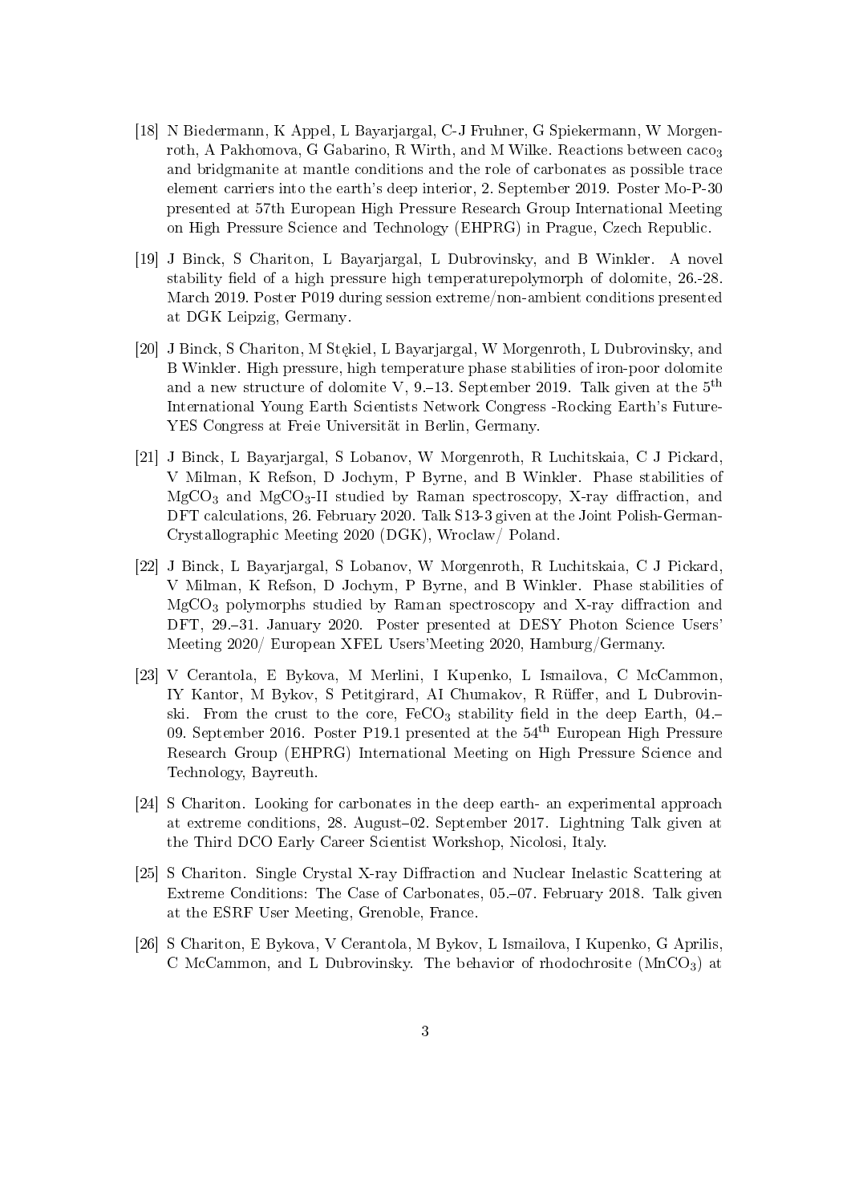[18] N Biedermann, K Appel, L Bayarjargal, C-J Fruhner, G Spiekermann, W Morgenroth, A Pakhomova, G Gabarino, R Wirth, and M Wilke. Reactions between $caco_3$ and bridgmanite at mantle conditions and the role of carbonates as possible trace element carriers into the earth's deep interior, 2. September 2019. Poster Mo-P-30 presented at 57th European High Pressure Research Group International Meeting on High Pressure Science and Technology (EHPRG) in Prague, Czech Republic.

[19] J Binck, S Chariton, L Bayarjargal, L Dubrovinsky, and B Winkler. A novel stability field of a high pressure high temperaturepolymorph of dolomite, 26.-28. March 2019. Poster P019 during session extreme/non-ambient conditions presented at DGK Leipzig, Germany.

[20] J Binck, S Chariton, M Stękiel, L Bayarjargal, W Morgenroth, L Dubrovinsky, and B Winkler. High pressure, high temperature phase stabilities of iron-poor dolomite and a new structure of dolomite V, 9.–13. September 2019. Talk given at the 5$^{th}$ International Young Earth Scientists Network Congress -Rocking Earth's Future-YES Congress at Freie Universität in Berlin, Germany.

[21] J Binck, L Bayarjargal, S Lobanov, W Morgenroth, R Luchitskaia, C J Pickard, V Milman, K Refson, D Jochym, P Byrne, and B Winkler. Phase stabilities of $MgCO_3$ and $MgCO_3$-II studied by Raman spectroscopy, X-ray diffraction, and DFT calculations, 26. February 2020. Talk S13-3 given at the Joint Polish-German-Crystallographic Meeting 2020 (DGK), Wroclaw/ Poland.

[22] J Binck, L Bayarjargal, S Lobanov, W Morgenroth, R Luchitskaia, C J Pickard, V Milman, K Refson, D Jochym, P Byrne, and B Winkler. Phase stabilities of $MgCO_3$ polymorphs studied by Raman spectroscopy and X-ray diffraction and DFT, 29.–31. January 2020. Poster presented at DESY Photon Science Users' Meeting 2020/ European XFEL Users'Meeting 2020, Hamburg/Germany.

[23] V Cerantola, E Bykova, M Merlini, I Kupenko, L Ismailova, C McCammon, IY Kantor, M Bykov, S Petitgirard, AI Chumakov, R Rüffer, and L Dubrovinski. From the crust to the core, $FeCO_3$ stability field in the deep Earth, 04.–09. September 2016. Poster P19.1 presented at the 54$^{th}$ European High Pressure Research Group (EHPRG) International Meeting on High Pressure Science and Technology, Bayreuth.

[24] S Chariton. Looking for carbonates in the deep earth- an experimental approach at extreme conditions, 28. August–02. September 2017. Lightning Talk given at the Third DCO Early Career Scientist Workshop, Nicolosi, Italy.

[25] S Chariton. Single Crystal X-ray Diffraction and Nuclear Inelastic Scattering at Extreme Conditions: The Case of Carbonates, 05.–07. February 2018. Talk given at the ESRF User Meeting, Grenoble, France.

[26] S Chariton, E Bykova, V Cerantola, M Bykov, L Ismailova, I Kupenko, G Aprilis, C McCammon, and L Dubrovinsky. The behavior of rhodochrosite ($MnCO_3$) at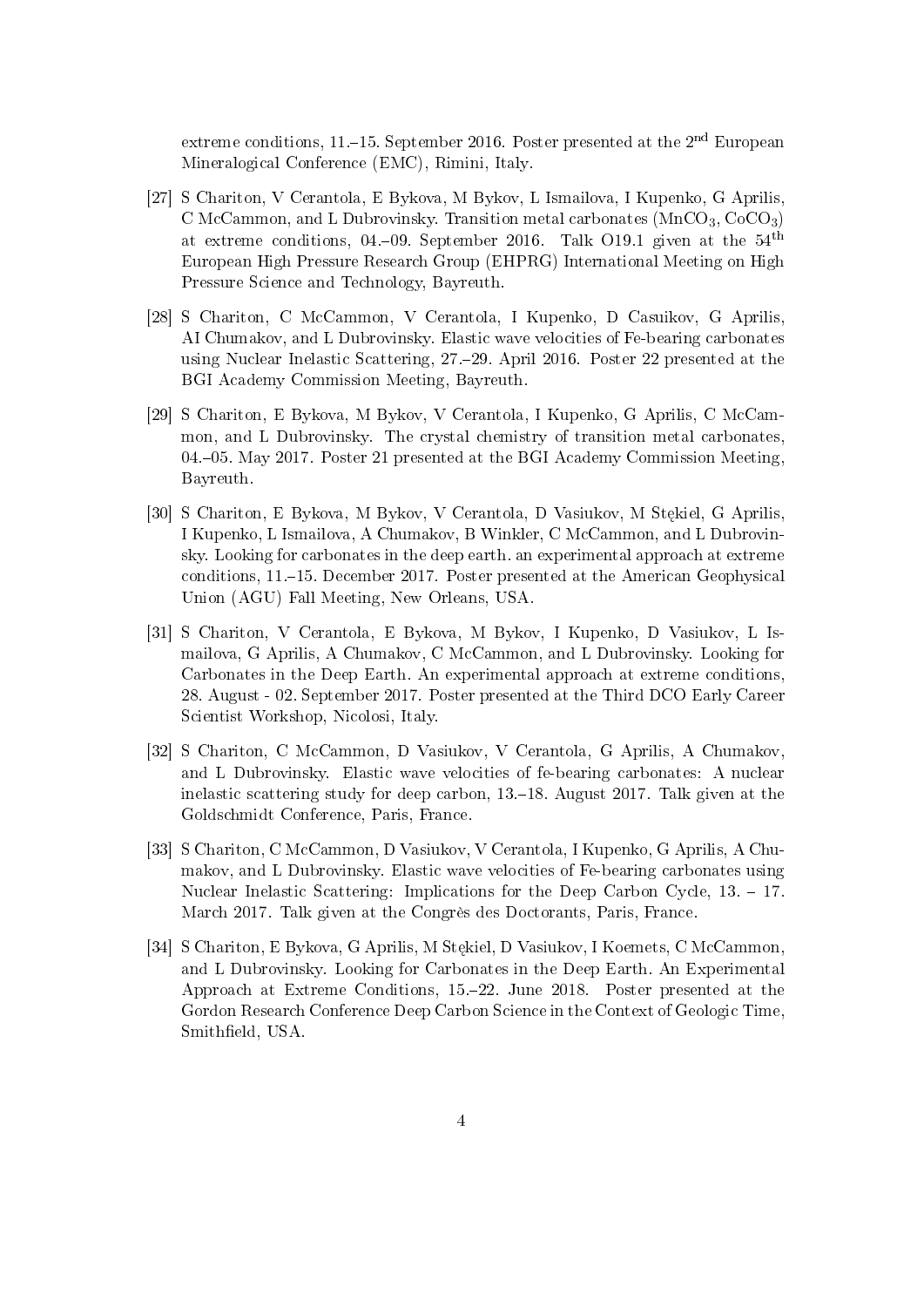extreme conditions, 11.–15. September 2016. Poster presented at the 2nd European Mineralogical Conference (EMC), Rimini, Italy.

[27] S Chariton, V Cerantola, E Bykova, M Bykov, L Ismailova, I Kupenko, G Aprilis, C McCammon, and L Dubrovinsky. Transition metal carbonates ($MnCO_3$, $CoCO_3$) at extreme conditions, 04.–09. September 2016. Talk O19.1 given at the 54th European High Pressure Research Group (EHPRG) International Meeting on High Pressure Science and Technology, Bayreuth.

[28] S Chariton, C McCammon, V Cerantola, I Kupenko, D Casuikov, G Aprilis, AI Chumakov, and L Dubrovinsky. Elastic wave velocities of Fe-bearing carbonates using Nuclear Inelastic Scattering, 27.–29. April 2016. Poster 22 presented at the BGI Academy Commission Meeting, Bayreuth.

[29] S Chariton, E Bykova, M Bykov, V Cerantola, I Kupenko, G Aprilis, C McCammon, and L Dubrovinsky. The crystal chemistry of transition metal carbonates, 04.–05. May 2017. Poster 21 presented at the BGI Academy Commission Meeting, Bayreuth.

[30] S Chariton, E Bykova, M Bykov, V Cerantola, D Vasiukov, M Stękiel, G Aprilis, I Kupenko, L Ismailova, A Chumakov, B Winkler, C McCammon, and L Dubrovinsky. Looking for carbonates in the deep earth. an experimental approach at extreme conditions, 11.–15. December 2017. Poster presented at the American Geophysical Union (AGU) Fall Meeting, New Orleans, USA.

[31] S Chariton, V Cerantola, E Bykova, M Bykov, I Kupenko, D Vasiukov, L Ismailova, G Aprilis, A Chumakov, C McCammon, and L Dubrovinsky. Looking for Carbonates in the Deep Earth. An experimental approach at extreme conditions, 28. August - 02. September 2017. Poster presented at the Third DCO Early Career Scientist Workshop, Nicolosi, Italy.

[32] S Chariton, C McCammon, D Vasiukov, V Cerantola, G Aprilis, A Chumakov, and L Dubrovinsky. Elastic wave velocities of fe-bearing carbonates: A nuclear inelastic scattering study for deep carbon, 13.–18. August 2017. Talk given at the Goldschmidt Conference, Paris, France.

[33] S Chariton, C McCammon, D Vasiukov, V Cerantola, I Kupenko, G Aprilis, A Chumakov, and L Dubrovinsky. Elastic wave velocities of Fe-bearing carbonates using Nuclear Inelastic Scattering: Implications for the Deep Carbon Cycle, 13. – 17. March 2017. Talk given at the Congrès des Doctorants, Paris, France.

[34] S Chariton, E Bykova, G Aprilis, M Stękiel, D Vasiukov, I Koemets, C McCammon, and L Dubrovinsky. Looking for Carbonates in the Deep Earth. An Experimental Approach at Extreme Conditions, 15.–22. June 2018. Poster presented at the Gordon Research Conference Deep Carbon Science in the Context of Geologic Time, Smithfield, USA.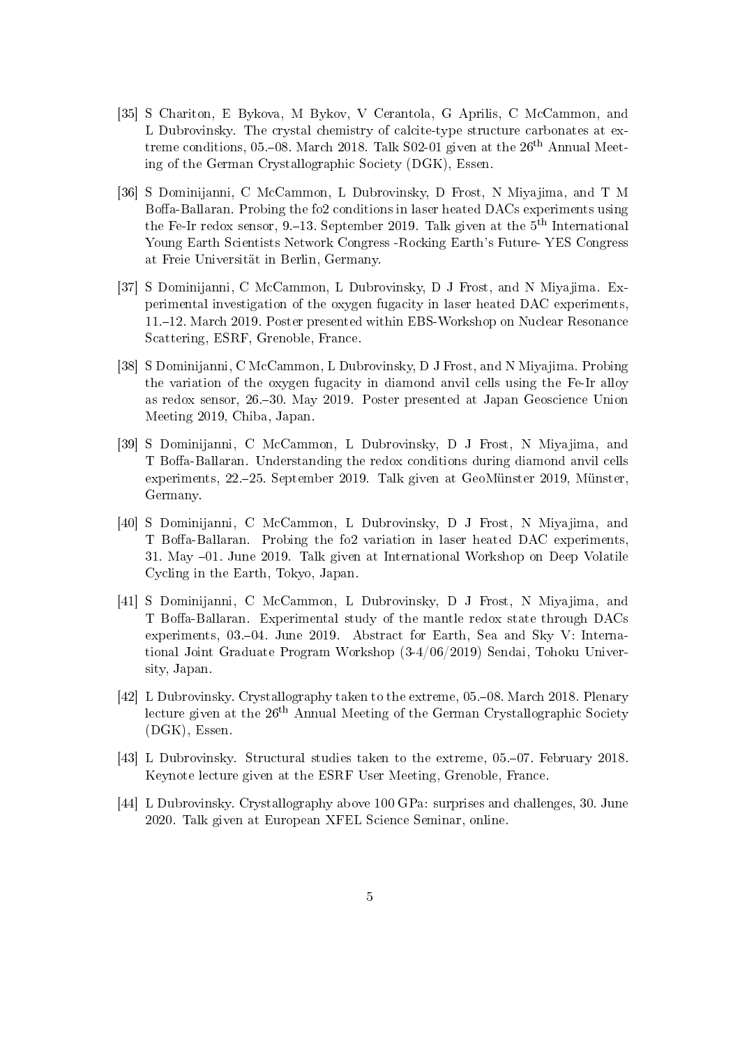[35] S Chariton, E Bykova, M Bykov, V Cerantola, G Aprilis, C McCammon, and L Dubrovinsky. The crystal chemistry of calcite-type structure carbonates at extreme conditions, 05.–08. March 2018. Talk S02-01 given at the 26th Annual Meeting of the German Crystallographic Society (DGK), Essen.

[36] S Dominijanni, C McCammon, L Dubrovinsky, D Frost, N Miyajima, and T M Boffa-Ballaran. Probing the fo2 conditions in laser heated DACs experiments using the Fe-Ir redox sensor, 9.–13. September 2019. Talk given at the 5th International Young Earth Scientists Network Congress -Rocking Earth's Future- YES Congress at Freie Universität in Berlin, Germany.

[37] S Dominijanni, C McCammon, L Dubrovinsky, D J Frost, and N Miyajima. Experimental investigation of the oxygen fugacity in laser heated DAC experiments, 11.–12. March 2019. Poster presented within EBS-Workshop on Nuclear Resonance Scattering, ESRF, Grenoble, France.

[38] S Dominijanni, C McCammon, L Dubrovinsky, D J Frost, and N Miyajima. Probing the variation of the oxygen fugacity in diamond anvil cells using the Fe-Ir alloy as redox sensor, 26.–30. May 2019. Poster presented at Japan Geoscience Union Meeting 2019, Chiba, Japan.

[39] S Dominijanni, C McCammon, L Dubrovinsky, D J Frost, N Miyajima, and T Boffa-Ballaran. Understanding the redox conditions during diamond anvil cells experiments, 22.–25. September 2019. Talk given at GeoMünster 2019, Münster, Germany.

[40] S Dominijanni, C McCammon, L Dubrovinsky, D J Frost, N Miyajima, and T Boffa-Ballaran. Probing the fo2 variation in laser heated DAC experiments, 31. May –01. June 2019. Talk given at International Workshop on Deep Volatile Cycling in the Earth, Tokyo, Japan.

[41] S Dominijanni, C McCammon, L Dubrovinsky, D J Frost, N Miyajima, and T Boffa-Ballaran. Experimental study of the mantle redox state through DACs experiments, 03.–04. June 2019. Abstract for Earth, Sea and Sky V: International Joint Graduate Program Workshop (3-4/06/2019) Sendai, Tohoku University, Japan.

[42] L Dubrovinsky. Crystallography taken to the extreme, 05.–08. March 2018. Plenary lecture given at the 26th Annual Meeting of the German Crystallographic Society (DGK), Essen.

[43] L Dubrovinsky. Structural studies taken to the extreme, 05.–07. February 2018. Keynote lecture given at the ESRF User Meeting, Grenoble, France.

[44] L Dubrovinsky. Crystallography above 100 GPa: surprises and challenges, 30. June 2020. Talk given at European XFEL Science Seminar, online.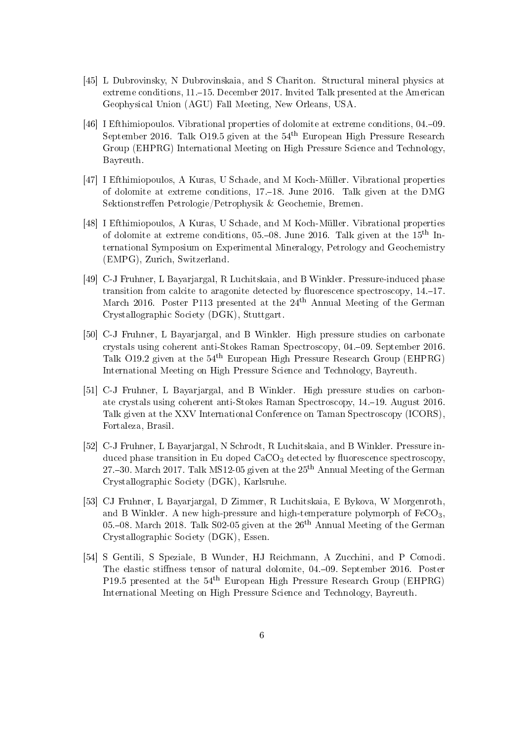[45] L Dubrovinsky, N Dubrovinskaia, and S Chariton. Structural mineral physics at extreme conditions, 11.–15. December 2017. Invited Talk presented at the American Geophysical Union (AGU) Fall Meeting, New Orleans, USA.

[46] I Efthimiopoulos. Vibrational properties of dolomite at extreme conditions, 04.–09. September 2016. Talk O19.5 given at the 54$^{th}$ European High Pressure Research Group (EHPRG) International Meeting on High Pressure Science and Technology, Bayreuth.

[47] I Efthimiopoulos, A Kuras, U Schade, and M Koch-Müller. Vibrational properties of dolomite at extreme conditions, 17.–18. June 2016. Talk given at the DMG Sektionstreffen Petrologie/Petrophysik & Geochemie, Bremen.

[48] I Efthimiopoulos, A Kuras, U Schade, and M Koch-Müller. Vibrational properties of dolomite at extreme conditions, 05.–08. June 2016. Talk given at the 15$^{th}$ International Symposium on Experimental Mineralogy, Petrology and Geochemistry (EMPG), Zurich, Switzerland.

[49] C-J Fruhner, L Bayarjargal, R Luchitskaia, and B Winkler. Pressure-induced phase transition from calcite to aragonite detected by fluorescence spectroscopy, 14.–17. March 2016. Poster P113 presented at the 24$^{th}$ Annual Meeting of the German Crystallographic Society (DGK), Stuttgart.

[50] C-J Fruhner, L Bayarjargal, and B Winkler. High pressure studies on carbonate crystals using coherent anti-Stokes Raman Spectroscopy, 04.–09. September 2016. Talk O19.2 given at the 54$^{th}$ European High Pressure Research Group (EHPRG) International Meeting on High Pressure Science and Technology, Bayreuth.

[51] C-J Fruhner, L Bayarjargal, and B Winkler. High pressure studies on carbonate crystals using coherent anti-Stokes Raman Spectroscopy, 14.–19. August 2016. Talk given at the XXV International Conference on Taman Spectroscopy (ICORS), Fortaleza, Brasil.

[52] C-J Fruhner, L Bayarjargal, N Schrodt, R Luchitskaia, and B Winkler. Pressure induced phase transition in Eu doped $CaCO_3$ detected by fluorescence spectroscopy, 27.–30. March 2017. Talk MS12-05 given at the 25$^{th}$ Annual Meeting of the German Crystallographic Society (DGK), Karlsruhe.

[53] CJ Fruhner, L Bayarjargal, D Zimmer, R Luchitskaia, E Bykova, W Morgenroth, and B Winkler. A new high-pressure and high-temperature polymorph of $FeCO_3$, 05.–08. March 2018. Talk S02-05 given at the 26$^{th}$ Annual Meeting of the German Crystallographic Society (DGK), Essen.

[54] S Gentili, S Speziale, B Wunder, HJ Reichmann, A Zucchini, and P Comodi. The elastic stiffness tensor of natural dolomite, 04.–09. September 2016. Poster P19.5 presented at the 54$^{th}$ European High Pressure Research Group (EHPRG) International Meeting on High Pressure Science and Technology, Bayreuth.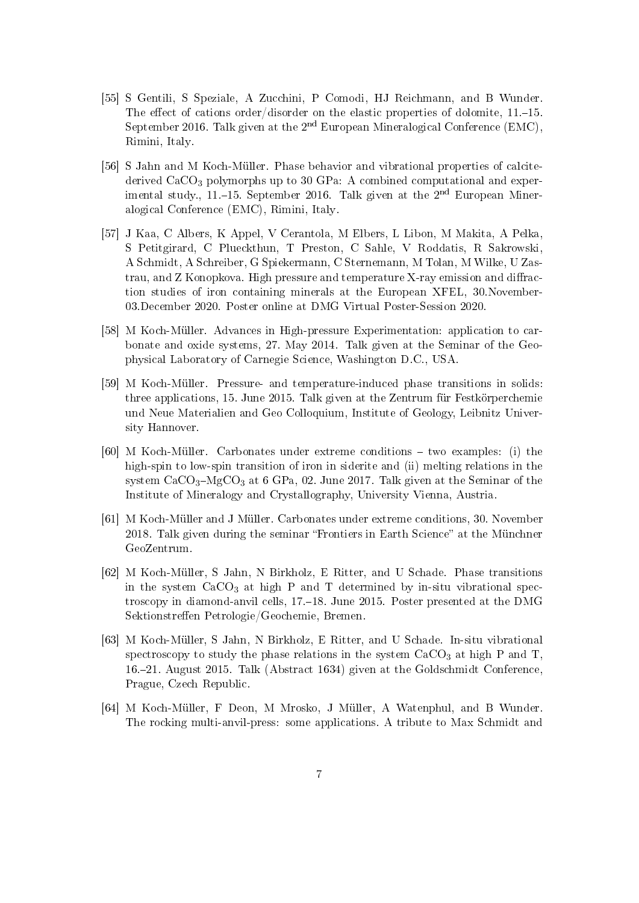[55] S Gentili, S Speziale, A Zucchini, P Comodi, HJ Reichmann, and B Wunder. The effect of cations order/disorder on the elastic properties of dolomite, 11.–15. September 2016. Talk given at the 2nd European Mineralogical Conference (EMC), Rimini, Italy.

[56] S Jahn and M Koch-Müller. Phase behavior and vibrational properties of calcite-derived $CaCO_3$ polymorphs up to 30 GPa: A combined computational and experimental study., 11.–15. September 2016. Talk given at the 2nd European Mineralogical Conference (EMC), Rimini, Italy.

[57] J Kaa, C Albers, K Appel, V Cerantola, M Elbers, L Libon, M Makita, A Pelka, S Petitgirard, C Plueckthun, T Preston, C Sahle, V Roddatis, R Sakrowski, A Schmidt, A Schreiber, G Spiekermann, C Sternemann, M Tolan, M Wilke, U Zastrau, and Z Konopkova. High pressure and temperature X-ray emission and diffraction studies of iron containing minerals at the European XFEL, 30.November-03.December 2020. Poster online at DMG Virtual Poster-Session 2020.

[58] M Koch-Müller. Advances in High-pressure Experimentation: application to carbonate and oxide systems, 27. May 2014. Talk given at the Seminar of the Geophysical Laboratory of Carnegie Science, Washington D.C., USA.

[59] M Koch-Müller. Pressure- and temperature-induced phase transitions in solids: three applications, 15. June 2015. Talk given at the Zentrum für Festkörperchemie und Neue Materialien and Geo Colloquium, Institute of Geology, Leibnitz University Hannover.

[60] M Koch-Müller. Carbonates under extreme conditions – two examples: (i) the high-spin to low-spin transition of iron in siderite and (ii) melting relations in the system $CaCO_3$–$MgCO_3$ at 6 GPa, 02. June 2017. Talk given at the Seminar of the Institute of Mineralogy and Crystallography, University Vienna, Austria.

[61] M Koch-Müller and J Müller. Carbonates under extreme conditions, 30. November 2018. Talk given during the seminar "Frontiers in Earth Science" at the Münchner GeoZentrum.

[62] M Koch-Müller, S Jahn, N Birkholz, E Ritter, and U Schade. Phase transitions in the system $CaCO_3$ at high P and T determined by in-situ vibrational spectroscopy in diamond-anvil cells, 17.–18. June 2015. Poster presented at the DMG Sektionstreffen Petrologie/Geochemie, Bremen.

[63] M Koch-Müller, S Jahn, N Birkholz, E Ritter, and U Schade. In-situ vibrational spectroscopy to study the phase relations in the system $CaCO_3$ at high P and T, 16.–21. August 2015. Talk (Abstract 1634) given at the Goldschmidt Conference, Prague, Czech Republic.

[64] M Koch-Müller, F Deon, M Mrosko, J Müller, A Watenphul, and B Wunder. The rocking multi-anvil-press: some applications. A tribute to Max Schmidt and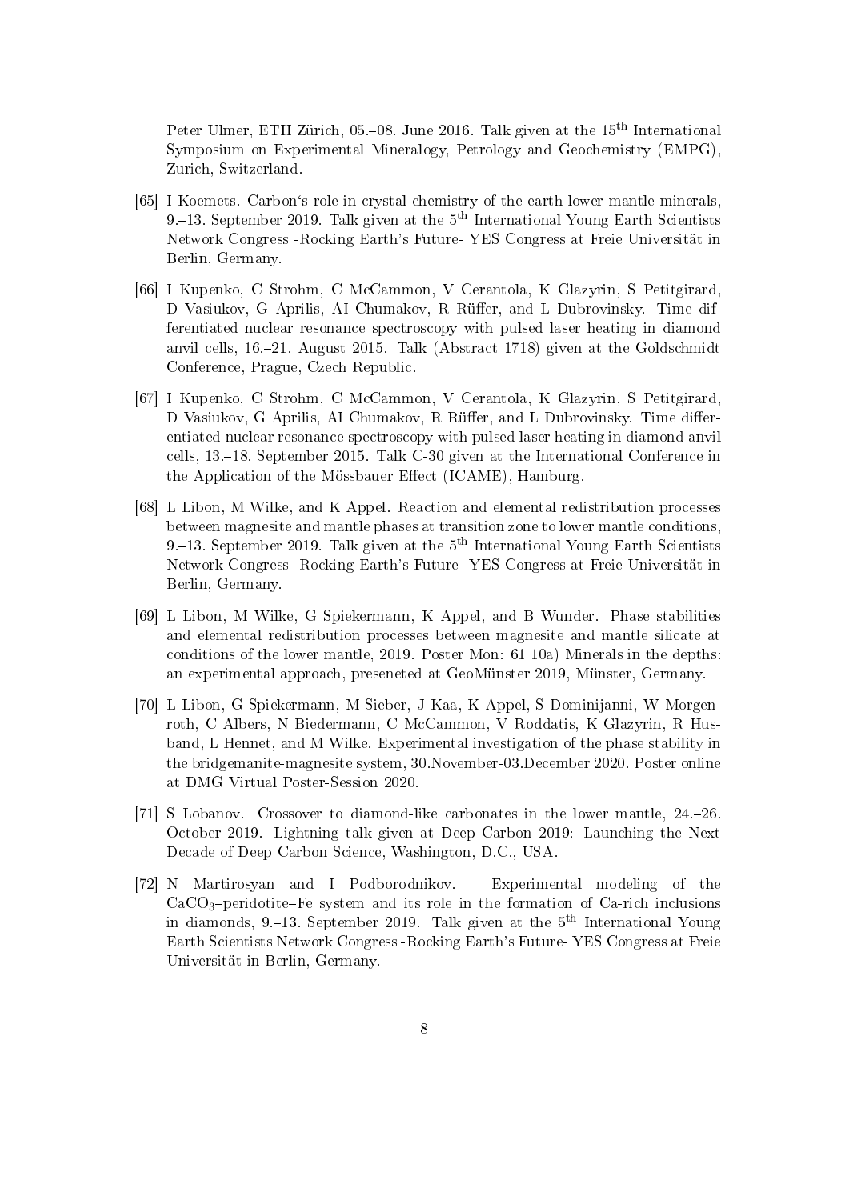Peter Ulmer, ETH Zürich, 05.–08. June 2016. Talk given at the 15th International Symposium on Experimental Mineralogy, Petrology and Geochemistry (EMPG), Zurich, Switzerland.

[65] I Koemets. Carbon's role in crystal chemistry of the earth lower mantle minerals, 9.–13. September 2019. Talk given at the 5th International Young Earth Scientists Network Congress -Rocking Earth's Future- YES Congress at Freie Universität in Berlin, Germany.

[66] I Kupenko, C Strohm, C McCammon, V Cerantola, K Glazyrin, S Petitgirard, D Vasiukov, G Aprilis, AI Chumakov, R Rüffer, and L Dubrovinsky. Time differentiated nuclear resonance spectroscopy with pulsed laser heating in diamond anvil cells, 16.–21. August 2015. Talk (Abstract 1718) given at the Goldschmidt Conference, Prague, Czech Republic.

[67] I Kupenko, C Strohm, C McCammon, V Cerantola, K Glazyrin, S Petitgirard, D Vasiukov, G Aprilis, AI Chumakov, R Rüffer, and L Dubrovinsky. Time differentiated nuclear resonance spectroscopy with pulsed laser heating in diamond anvil cells, 13.–18. September 2015. Talk C-30 given at the International Conference in the Application of the Mössbauer Effect (ICAME), Hamburg.

[68] L Libon, M Wilke, and K Appel. Reaction and elemental redistribution processes between magnesite and mantle phases at transition zone to lower mantle conditions, 9.–13. September 2019. Talk given at the 5th International Young Earth Scientists Network Congress -Rocking Earth's Future- YES Congress at Freie Universität in Berlin, Germany.

[69] L Libon, M Wilke, G Spiekermann, K Appel, and B Wunder. Phase stabilities and elemental redistribution processes between magnesite and mantle silicate at conditions of the lower mantle, 2019. Poster Mon: 61 10a) Minerals in the depths: an experimental approach, preseneted at GeoMünster 2019, Münster, Germany.

[70] L Libon, G Spiekermann, M Sieber, J Kaa, K Appel, S Dominijanni, W Morgenroth, C Albers, N Biedermann, C McCammon, V Roddatis, K Glazyrin, R Husband, L Hennet, and M Wilke. Experimental investigation of the phase stability in the bridgemanite-magnesite system, 30.November-03.December 2020. Poster online at DMG Virtual Poster-Session 2020.

[71] S Lobanov. Crossover to diamond-like carbonates in the lower mantle, 24.–26. October 2019. Lightning talk given at Deep Carbon 2019: Launching the Next Decade of Deep Carbon Science, Washington, D.C., USA.

[72] N Martirosyan and I Podborodnikov. Experimental modeling of the $CaCO_3$–peridotite–Fe system and its role in the formation of Ca-rich inclusions in diamonds, 9.–13. September 2019. Talk given at the 5th International Young Earth Scientists Network Congress -Rocking Earth's Future- YES Congress at Freie Universität in Berlin, Germany.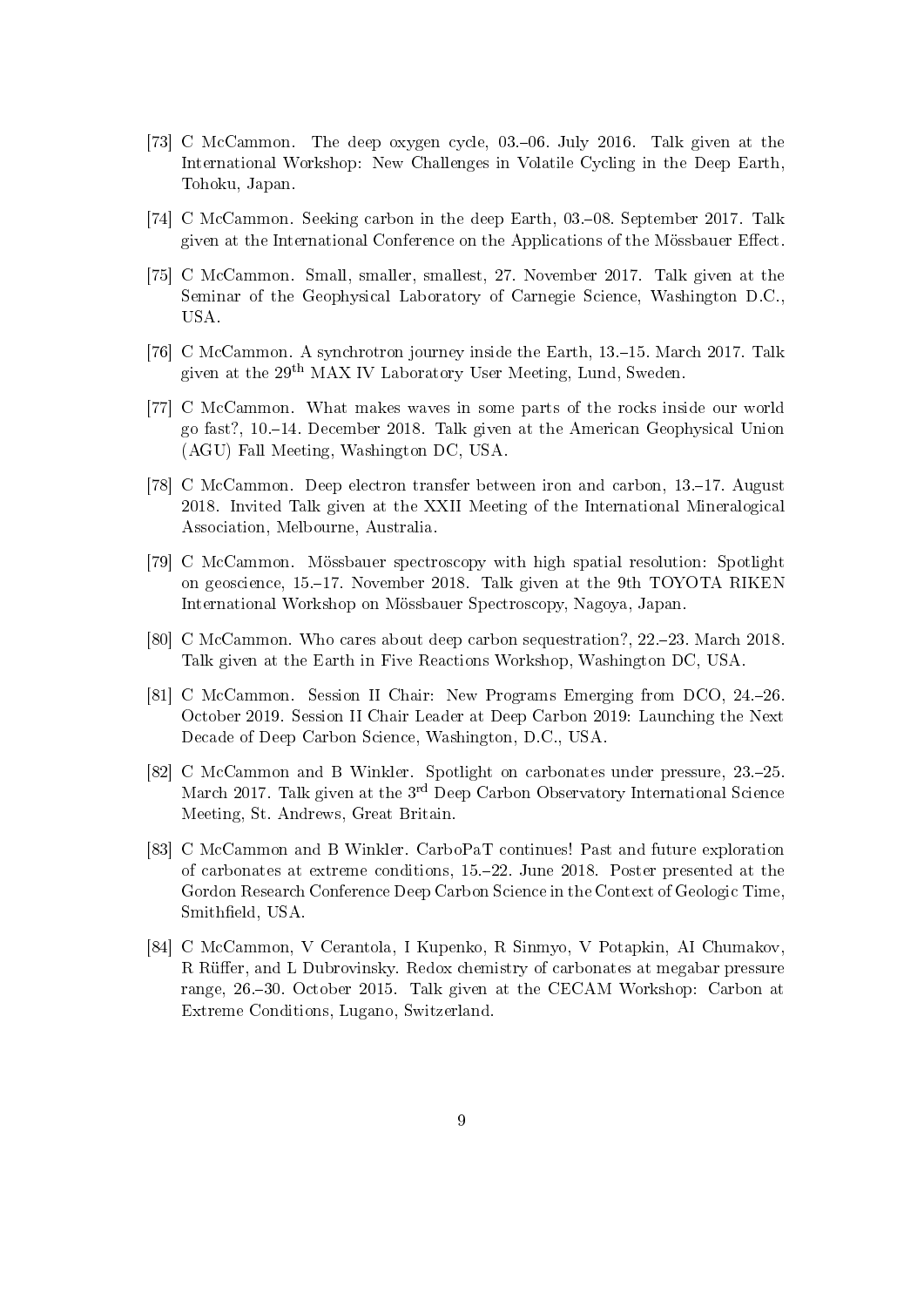[73] C McCammon. The deep oxygen cycle, 03.–06. July 2016. Talk given at the International Workshop: New Challenges in Volatile Cycling in the Deep Earth, Tohoku, Japan.

[74] C McCammon. Seeking carbon in the deep Earth, 03.–08. September 2017. Talk given at the International Conference on the Applications of the Mössbauer Effect.

[75] C McCammon. Small, smaller, smallest, 27. November 2017. Talk given at the Seminar of the Geophysical Laboratory of Carnegie Science, Washington D.C., USA.

[76] C McCammon. A synchrotron journey inside the Earth, 13.–15. March 2017. Talk given at the 29$^{th}$ MAX IV Laboratory User Meeting, Lund, Sweden.

[77] C McCammon. What makes waves in some parts of the rocks inside our world go fast?, 10.–14. December 2018. Talk given at the American Geophysical Union (AGU) Fall Meeting, Washington DC, USA.

[78] C McCammon. Deep electron transfer between iron and carbon, 13.–17. August 2018. Invited Talk given at the XXII Meeting of the International Mineralogical Association, Melbourne, Australia.

[79] C McCammon. Mössbauer spectroscopy with high spatial resolution: Spotlight on geoscience, 15.–17. November 2018. Talk given at the 9th TOYOTA RIKEN International Workshop on Mössbauer Spectroscopy, Nagoya, Japan.

[80] C McCammon. Who cares about deep carbon sequestration?, 22.–23. March 2018. Talk given at the Earth in Five Reactions Workshop, Washington DC, USA.

[81] C McCammon. Session II Chair: New Programs Emerging from DCO, 24.–26. October 2019. Session II Chair Leader at Deep Carbon 2019: Launching the Next Decade of Deep Carbon Science, Washington, D.C., USA.

[82] C McCammon and B Winkler. Spotlight on carbonates under pressure, 23.–25. March 2017. Talk given at the 3$^{rd}$ Deep Carbon Observatory International Science Meeting, St. Andrews, Great Britain.

[83] C McCammon and B Winkler. CarboPaT continues! Past and future exploration of carbonates at extreme conditions, 15.–22. June 2018. Poster presented at the Gordon Research Conference Deep Carbon Science in the Context of Geologic Time, Smithfield, USA.

[84] C McCammon, V Cerantola, I Kupenko, R Sinmyo, V Potapkin, AI Chumakov, R Rüffer, and L Dubrovinsky. Redox chemistry of carbonates at megabar pressure range, 26.–30. October 2015. Talk given at the CECAM Workshop: Carbon at Extreme Conditions, Lugano, Switzerland.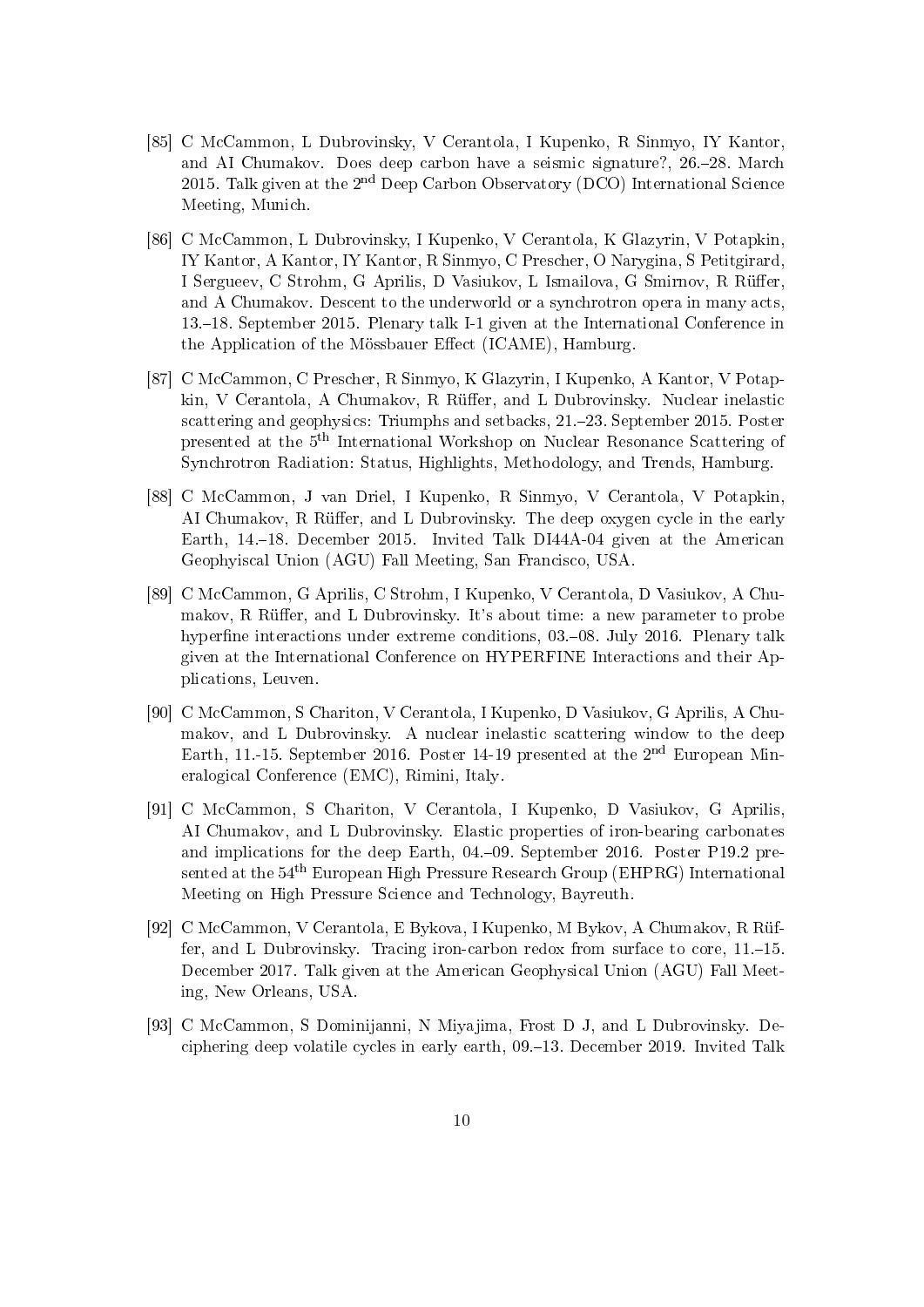[85] C McCammon, L Dubrovinsky, V Cerantola, I Kupenko, R Sinmyo, IY Kantor, and AI Chumakov. Does deep carbon have a seismic signature?, 26.–28. March 2015. Talk given at the 2nd Deep Carbon Observatory (DCO) International Science Meeting, Munich.

[86] C McCammon, L Dubrovinsky, I Kupenko, V Cerantola, K Glazyrin, V Potapkin, IY Kantor, A Kantor, IY Kantor, R Sinmyo, C Prescher, O Narygina, S Petitgirard, I Sergueev, C Strohm, G Aprilis, D Vasiukov, L Ismailova, G Smirnov, R Rüffer, and A Chumakov. Descent to the underworld or a synchrotron opera in many acts, 13.–18. September 2015. Plenary talk I-1 given at the International Conference in the Application of the Mössbauer Effect (ICAME), Hamburg.

[87] C McCammon, C Prescher, R Sinmyo, K Glazyrin, I Kupenko, A Kantor, V Potapkin, V Cerantola, A Chumakov, R Rüffer, and L Dubrovinsky. Nuclear inelastic scattering and geophysics: Triumphs and setbacks, 21.–23. September 2015. Poster presented at the 5th International Workshop on Nuclear Resonance Scattering of Synchrotron Radiation: Status, Highlights, Methodology, and Trends, Hamburg.

[88] C McCammon, J van Driel, I Kupenko, R Sinmyo, V Cerantola, V Potapkin, AI Chumakov, R Rüffer, and L Dubrovinsky. The deep oxygen cycle in the early Earth, 14.–18. December 2015. Invited Talk DI44A-04 given at the American Geophyiscal Union (AGU) Fall Meeting, San Francisco, USA.

[89] C McCammon, G Aprilis, C Strohm, I Kupenko, V Cerantola, D Vasiukov, A Chumakov, R Rüffer, and L Dubrovinsky. It's about time: a new parameter to probe hyperfine interactions under extreme conditions, 03.–08. July 2016. Plenary talk given at the International Conference on HYPERFINE Interactions and their Applications, Leuven.

[90] C McCammon, S Chariton, V Cerantola, I Kupenko, D Vasiukov, G Aprilis, A Chumakov, and L Dubrovinsky. A nuclear inelastic scattering window to the deep Earth, 11.-15. September 2016. Poster 14-19 presented at the 2nd European Mineralogical Conference (EMC), Rimini, Italy.

[91] C McCammon, S Chariton, V Cerantola, I Kupenko, D Vasiukov, G Aprilis, AI Chumakov, and L Dubrovinsky. Elastic properties of iron-bearing carbonates and implications for the deep Earth, 04.–09. September 2016. Poster P19.2 presented at the 54th European High Pressure Research Group (EHPRG) International Meeting on High Pressure Science and Technology, Bayreuth.

[92] C McCammon, V Cerantola, E Bykova, I Kupenko, M Bykov, A Chumakov, R Rüffer, and L Dubrovinsky. Tracing iron-carbon redox from surface to core, 11.–15. December 2017. Talk given at the American Geophysical Union (AGU) Fall Meeting, New Orleans, USA.

[93] C McCammon, S Dominijanni, N Miyajima, Frost D J, and L Dubrovinsky. Deciphering deep volatile cycles in early earth, 09.–13. December 2019. Invited Talk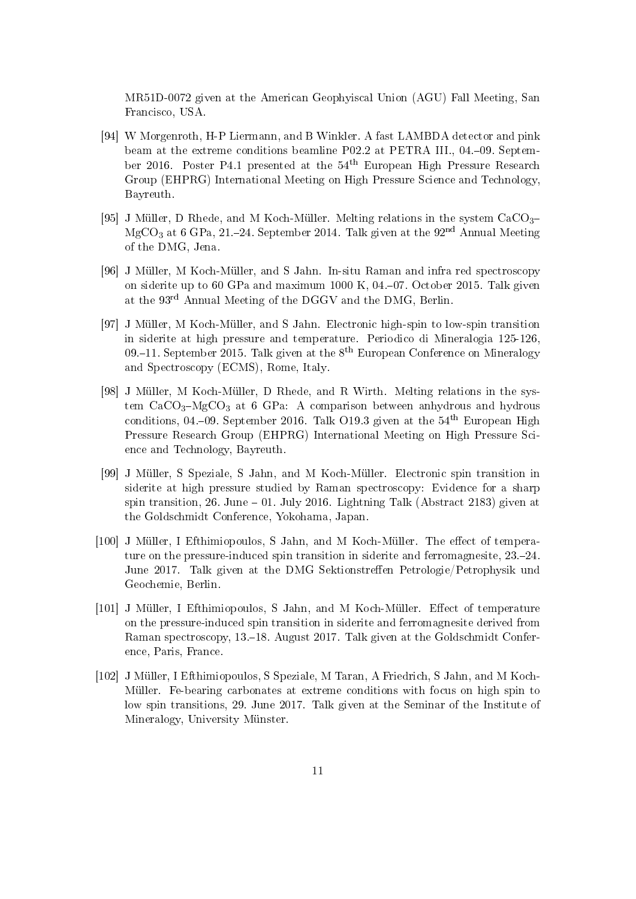MR51D-0072 given at the American Geophyiscal Union (AGU) Fall Meeting, San Francisco, USA.

[94] W Morgenroth, H-P Liermann, and B Winkler. A fast LAMBDA detector and pink beam at the extreme conditions beamline P02.2 at PETRA III., 04.–09. September 2016. Poster P4.1 presented at the 54th European High Pressure Research Group (EHPRG) International Meeting on High Pressure Science and Technology, Bayreuth.

[95] J Müller, D Rhede, and M Koch-Müller. Melting relations in the system $CaCO_3$–$MgCO_3$ at 6 GPa, 21.–24. September 2014. Talk given at the 92nd Annual Meeting of the DMG, Jena.

[96] J Müller, M Koch-Müller, and S Jahn. In-situ Raman and infra red spectroscopy on siderite up to 60 GPa and maximum 1000 K, 04.–07. October 2015. Talk given at the 93rd Annual Meeting of the DGGV and the DMG, Berlin.

[97] J Müller, M Koch-Müller, and S Jahn. Electronic high-spin to low-spin transition in siderite at high pressure and temperature. Periodico di Mineralogia 125-126, 09.–11. September 2015. Talk given at the 8th European Conference on Mineralogy and Spectroscopy (ECMS), Rome, Italy.

[98] J Müller, M Koch-Müller, D Rhede, and R Wirth. Melting relations in the system $CaCO_3$–$MgCO_3$ at 6 GPa: A comparison between anhydrous and hydrous conditions, 04.–09. September 2016. Talk O19.3 given at the 54th European High Pressure Research Group (EHPRG) International Meeting on High Pressure Science and Technology, Bayreuth.

[99] J Müller, S Speziale, S Jahn, and M Koch-Müller. Electronic spin transition in siderite at high pressure studied by Raman spectroscopy: Evidence for a sharp spin transition, 26. June – 01. July 2016. Lightning Talk (Abstract 2183) given at the Goldschmidt Conference, Yokohama, Japan.

[100] J Müller, I Efthimiopoulos, S Jahn, and M Koch-Müller. The effect of temperature on the pressure-induced spin transition in siderite and ferromagnesite, 23.–24. June 2017. Talk given at the DMG Sektionstreffen Petrologie/Petrophysik und Geochemie, Berlin.

[101] J Müller, I Efthimiopoulos, S Jahn, and M Koch-Müller. Effect of temperature on the pressure-induced spin transition in siderite and ferromagnesite derived from Raman spectroscopy, 13.–18. August 2017. Talk given at the Goldschmidt Conference, Paris, France.

[102] J Müller, I Efthimiopoulos, S Speziale, M Taran, A Friedrich, S Jahn, and M Koch-Müller. Fe-bearing carbonates at extreme conditions with focus on high spin to low spin transitions, 29. June 2017. Talk given at the Seminar of the Institute of Mineralogy, University Münster.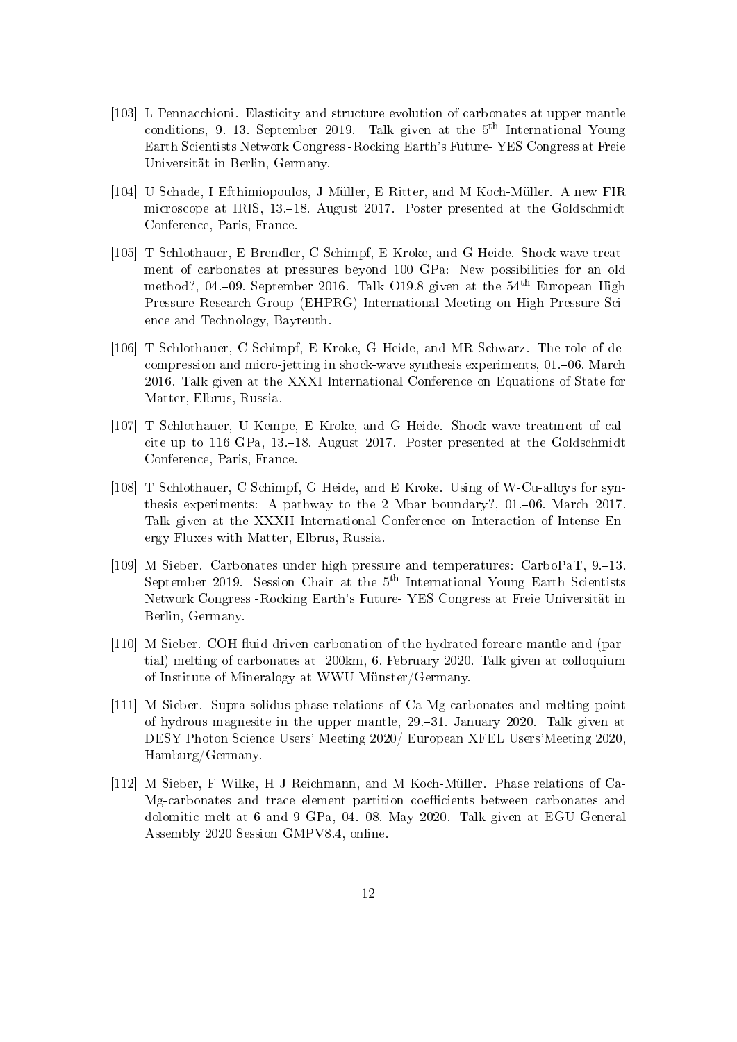[103] L Pennacchioni. Elasticity and structure evolution of carbonates at upper mantle conditions, 9.–13. September 2019. Talk given at the 5th International Young Earth Scientists Network Congress -Rocking Earth's Future- YES Congress at Freie Universität in Berlin, Germany.

[104] U Schade, I Efthimiopoulos, J Müller, E Ritter, and M Koch-Müller. A new FIR microscope at IRIS, 13.–18. August 2017. Poster presented at the Goldschmidt Conference, Paris, France.

[105] T Schlothauer, E Brendler, C Schimpf, E Kroke, and G Heide. Shock-wave treatment of carbonates at pressures beyond 100 GPa: New possibilities for an old method?, 04.–09. September 2016. Talk O19.8 given at the 54th European High Pressure Research Group (EHPRG) International Meeting on High Pressure Science and Technology, Bayreuth.

[106] T Schlothauer, C Schimpf, E Kroke, G Heide, and MR Schwarz. The role of decompression and micro-jetting in shock-wave synthesis experiments, 01.–06. March 2016. Talk given at the XXXI International Conference on Equations of State for Matter, Elbrus, Russia.

[107] T Schlothauer, U Kempe, E Kroke, and G Heide. Shock wave treatment of calcite up to 116 GPa, 13.–18. August 2017. Poster presented at the Goldschmidt Conference, Paris, France.

[108] T Schlothauer, C Schimpf, G Heide, and E Kroke. Using of W-Cu-alloys for synthesis experiments: A pathway to the 2 Mbar boundary?, 01.–06. March 2017. Talk given at the XXXII International Conference on Interaction of Intense Energy Fluxes with Matter, Elbrus, Russia.

[109] M Sieber. Carbonates under high pressure and temperatures: CarboPaT, 9.–13. September 2019. Session Chair at the 5th International Young Earth Scientists Network Congress -Rocking Earth's Future- YES Congress at Freie Universität in Berlin, Germany.

[110] M Sieber. COH-fluid driven carbonation of the hydrated forearc mantle and (partial) melting of carbonates at 200km, 6. February 2020. Talk given at colloquium of Institute of Mineralogy at WWU Münster/Germany.

[111] M Sieber. Supra-solidus phase relations of Ca-Mg-carbonates and melting point of hydrous magnesite in the upper mantle, 29.–31. January 2020. Talk given at DESY Photon Science Users' Meeting 2020/ European XFEL Users'Meeting 2020, Hamburg/Germany.

[112] M Sieber, F Wilke, H J Reichmann, and M Koch-Müller. Phase relations of Ca-Mg-carbonates and trace element partition coefficients between carbonates and dolomitic melt at 6 and 9 GPa, 04.–08. May 2020. Talk given at EGU General Assembly 2020 Session GMPV8.4, online.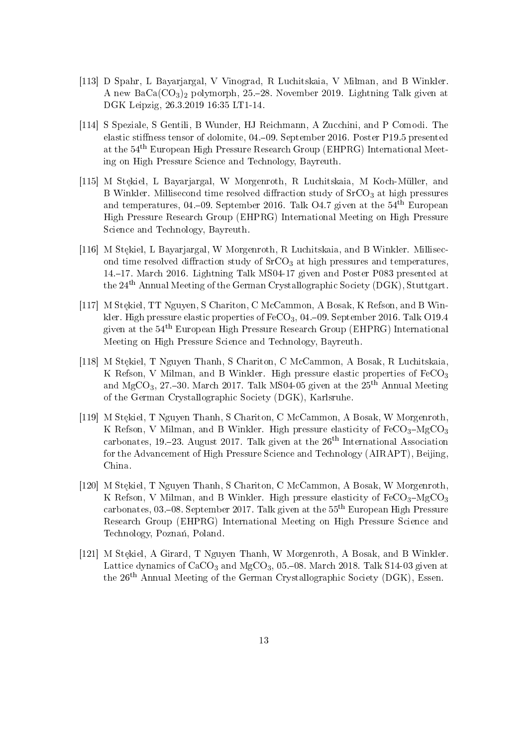[113] D Spahr, L Bayarjargal, V Vinograd, R Luchitskaia, V Milman, and B Winkler. A new $BaCa(CO_3)_2$ polymorph, 25.–28. November 2019. Lightning Talk given at DGK Leipzig, 26.3.2019 16:35 LT1-14.

[114] S Speziale, S Gentili, B Wunder, HJ Reichmann, A Zucchini, and P Comodi. The elastic stiffness tensor of dolomite, 04.–09. September 2016. Poster P19.5 presented at the 54$^{th}$ European High Pressure Research Group (EHPRG) International Meeting on High Pressure Science and Technology, Bayreuth.

[115] M Stękiel, L Bayarjargal, W Morgenroth, R Luchitskaia, M Koch-Müller, and B Winkler. Millisecond time resolved diffraction study of $SrCO_3$ at high pressures and temperatures, 04.–09. September 2016. Talk O4.7 given at the 54$^{th}$ European High Pressure Research Group (EHPRG) International Meeting on High Pressure Science and Technology, Bayreuth.

[116] M Stękiel, L Bayarjargal, W Morgenroth, R Luchitskaia, and B Winkler. Millisecond time resolved diffraction study of $SrCO_3$ at high pressures and temperatures, 14.–17. March 2016. Lightning Talk MS04-17 given and Poster P083 presented at the 24$^{th}$ Annual Meeting of the German Crystallographic Society (DGK), Stuttgart.

[117] M Stękiel, TT Nguyen, S Chariton, C McCammon, A Bosak, K Refson, and B Winkler. High pressure elastic properties of $FeCO_3$, 04.–09. September 2016. Talk O19.4 given at the 54$^{th}$ European High Pressure Research Group (EHPRG) International Meeting on High Pressure Science and Technology, Bayreuth.

[118] M Stękiel, T Nguyen Thanh, S Chariton, C McCammon, A Bosak, R Luchitskaia, K Refson, V Milman, and B Winkler. High pressure elastic properties of $FeCO_3$ and $MgCO_3$, 27.–30. March 2017. Talk MS04-05 given at the 25$^{th}$ Annual Meeting of the German Crystallographic Society (DGK), Karlsruhe.

[119] M Stękiel, T Nguyen Thanh, S Chariton, C McCammon, A Bosak, W Morgenroth, K Refson, V Milman, and B Winkler. High pressure elasticity of $FeCO_3$–$MgCO_3$ carbonates, 19.–23. August 2017. Talk given at the 26$^{th}$ International Association for the Advancement of High Pressure Science and Technology (AIRAPT), Beijing, China.

[120] M Stękiel, T Nguyen Thanh, S Chariton, C McCammon, A Bosak, W Morgenroth, K Refson, V Milman, and B Winkler. High pressure elasticity of $FeCO_3$–$MgCO_3$ carbonates, 03.–08. September 2017. Talk given at the 55$^{th}$ European High Pressure Research Group (EHPRG) International Meeting on High Pressure Science and Technology, Poznań, Poland.

[121] M Stękiel, A Girard, T Nguyen Thanh, W Morgenroth, A Bosak, and B Winkler. Lattice dynamics of $CaCO_3$ and $MgCO_3$, 05.–08. March 2018. Talk S14-03 given at the 26$^{th}$ Annual Meeting of the German Crystallographic Society (DGK), Essen.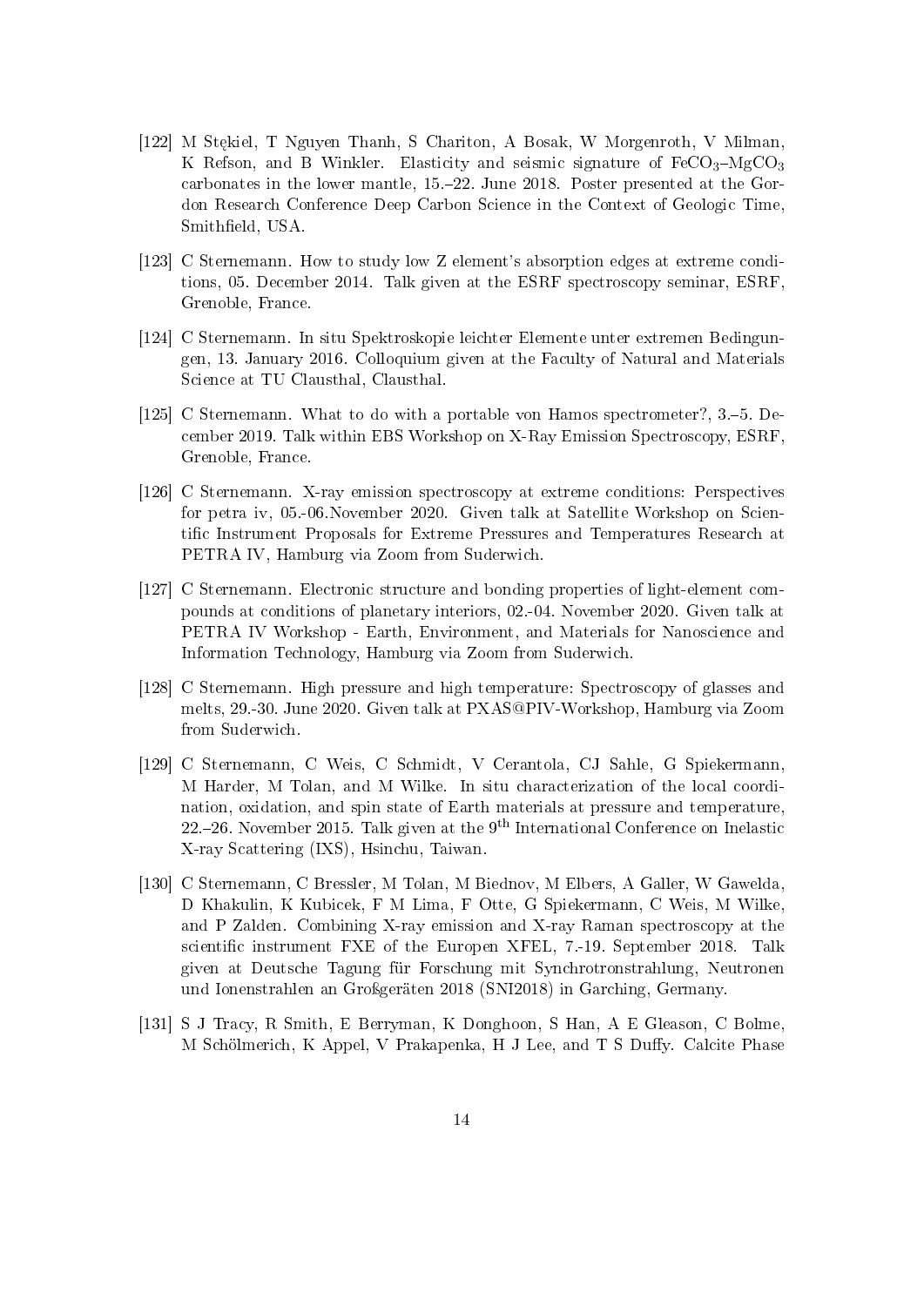[122] M Stękiel, T Nguyen Thanh, S Chariton, A Bosak, W Morgenroth, V Milman, K Refson, and B Winkler. Elasticity and seismic signature of $FeCO_3$–$MgCO_3$ carbonates in the lower mantle, 15.–22. June 2018. Poster presented at the Gordon Research Conference Deep Carbon Science in the Context of Geologic Time, Smithfield, USA.

[123] C Sternemann. How to study low Z element's absorption edges at extreme conditions, 05. December 2014. Talk given at the ESRF spectroscopy seminar, ESRF, Grenoble, France.

[124] C Sternemann. In situ Spektroskopie leichter Elemente unter extremen Bedingungen, 13. January 2016. Colloquium given at the Faculty of Natural and Materials Science at TU Clausthal, Clausthal.

[125] C Sternemann. What to do with a portable von Hamos spectrometer?, 3.–5. December 2019. Talk within EBS Workshop on X-Ray Emission Spectroscopy, ESRF, Grenoble, France.

[126] C Sternemann. X-ray emission spectroscopy at extreme conditions: Perspectives for petra iv, 05.-06.November 2020. Given talk at Satellite Workshop on Scientific Instrument Proposals for Extreme Pressures and Temperatures Research at PETRA IV, Hamburg via Zoom from Suderwich.

[127] C Sternemann. Electronic structure and bonding properties of light-element compounds at conditions of planetary interiors, 02.-04. November 2020. Given talk at PETRA IV Workshop - Earth, Environment, and Materials for Nanoscience and Information Technology, Hamburg via Zoom from Suderwich.

[128] C Sternemann. High pressure and high temperature: Spectroscopy of glasses and melts, 29.-30. June 2020. Given talk at PXAS@PIV-Workshop, Hamburg via Zoom from Suderwich.

[129] C Sternemann, C Weis, C Schmidt, V Cerantola, CJ Sahle, G Spiekermann, M Harder, M Tolan, and M Wilke. In situ characterization of the local coordination, oxidation, and spin state of Earth materials at pressure and temperature, 22.–26. November 2015. Talk given at the $9^{th}$ International Conference on Inelastic X-ray Scattering (IXS), Hsinchu, Taiwan.

[130] C Sternemann, C Bressler, M Tolan, M Biednov, M Elbers, A Galler, W Gawelda, D Khakulin, K Kubicek, F M Lima, F Otte, G Spiekermann, C Weis, M Wilke, and P Zalden. Combining X-ray emission and X-ray Raman spectroscopy at the scientific instrument FXE of the Europen XFEL, 7.-19. September 2018. Talk given at Deutsche Tagung für Forschung mit Synchrotronstrahlung, Neutronen und Ionenstrahlen an Großgeräten 2018 (SNI2018) in Garching, Germany.

[131] S J Tracy, R Smith, E Berryman, K Donghoon, S Han, A E Gleason, C Bolme, M Schölmerich, K Appel, V Prakapenka, H J Lee, and T S Duffy. Calcite Phase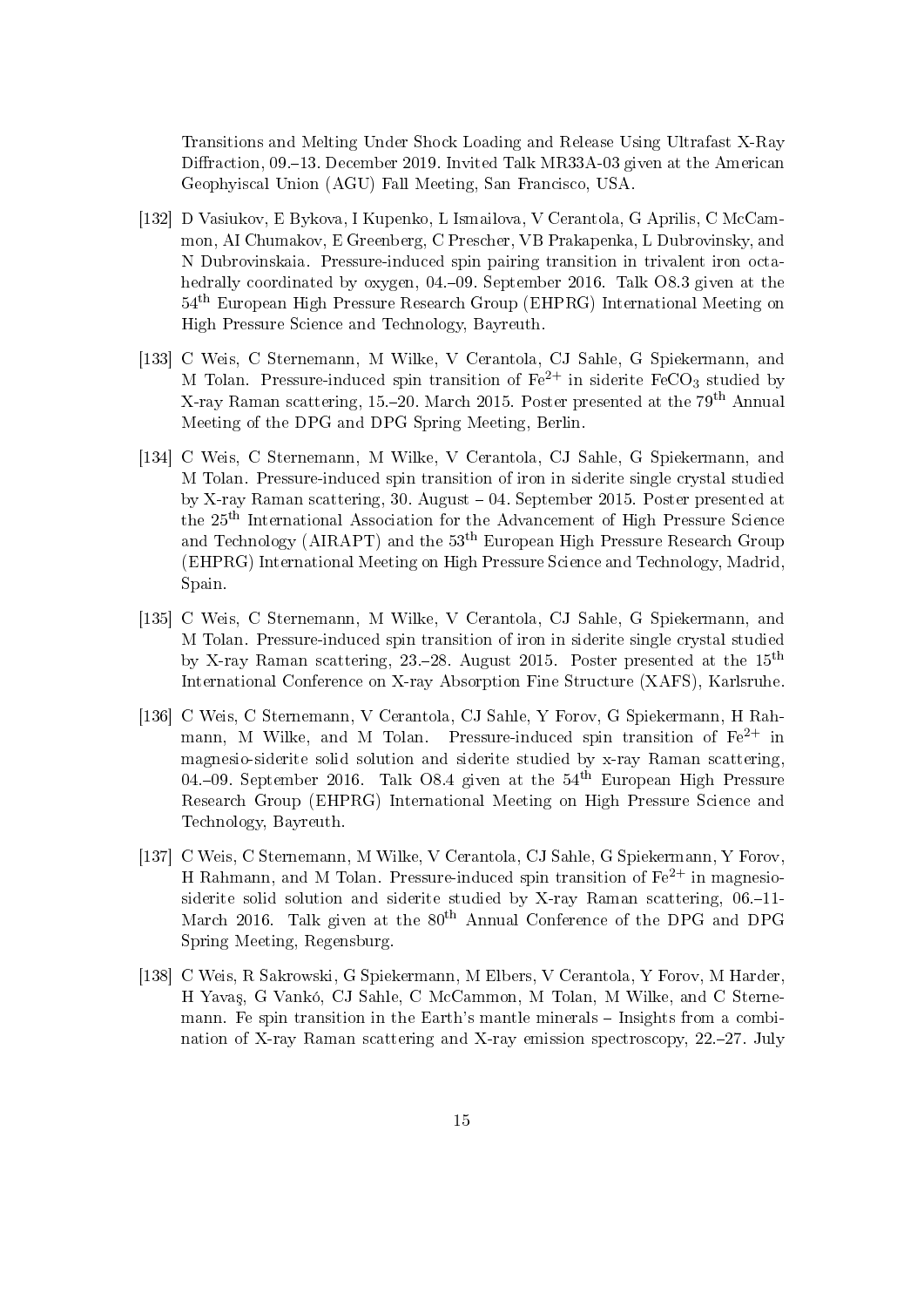Transitions and Melting Under Shock Loading and Release Using Ultrafast X-Ray Diffraction, 09.–13. December 2019. Invited Talk MR33A-03 given at the American Geophyiscal Union (AGU) Fall Meeting, San Francisco, USA.

[132] D Vasiukov, E Bykova, I Kupenko, L Ismailova, V Cerantola, G Aprilis, C McCammon, AI Chumakov, E Greenberg, C Prescher, VB Prakapenka, L Dubrovinsky, and N Dubrovinskaia. Pressure-induced spin pairing transition in trivalent iron octahedrally coordinated by oxygen, 04.–09. September 2016. Talk O8.3 given at the 54[th] European High Pressure Research Group (EHPRG) International Meeting on High Pressure Science and Technology, Bayreuth.

[133] C Weis, C Sternemann, M Wilke, V Cerantola, CJ Sahle, G Spiekermann, and M Tolan. Pressure-induced spin transition of $Fe^{2+}$ in siderite $FeCO_3$ studied by X-ray Raman scattering, 15.–20. March 2015. Poster presented at the 79[th] Annual Meeting of the DPG and DPG Spring Meeting, Berlin.

[134] C Weis, C Sternemann, M Wilke, V Cerantola, CJ Sahle, G Spiekermann, and M Tolan. Pressure-induced spin transition of iron in siderite single crystal studied by X-ray Raman scattering, 30. August – 04. September 2015. Poster presented at the 25[th] International Association for the Advancement of High Pressure Science and Technology (AIRAPT) and the 53[th] European High Pressure Research Group (EHPRG) International Meeting on High Pressure Science and Technology, Madrid, Spain.

[135] C Weis, C Sternemann, M Wilke, V Cerantola, CJ Sahle, G Spiekermann, and M Tolan. Pressure-induced spin transition of iron in siderite single crystal studied by X-ray Raman scattering, 23.–28. August 2015. Poster presented at the 15[th] International Conference on X-ray Absorption Fine Structure (XAFS), Karlsruhe.

[136] C Weis, C Sternemann, V Cerantola, CJ Sahle, Y Forov, G Spiekermann, H Rahmann, M Wilke, and M Tolan. Pressure-induced spin transition of $Fe^{2+}$ in magnesio-siderite solid solution and siderite studied by x-ray Raman scattering, 04.–09. September 2016. Talk O8.4 given at the 54[th] European High Pressure Research Group (EHPRG) International Meeting on High Pressure Science and Technology, Bayreuth.

[137] C Weis, C Sternemann, M Wilke, V Cerantola, CJ Sahle, G Spiekermann, Y Forov, H Rahmann, and M Tolan. Pressure-induced spin transition of $Fe^{2+}$ in magnesio-siderite solid solution and siderite studied by X-ray Raman scattering, 06.–11- March 2016. Talk given at the 80[th] Annual Conference of the DPG and DPG Spring Meeting, Regensburg.

[138] C Weis, R Sakrowski, G Spiekermann, M Elbers, V Cerantola, Y Forov, M Harder, H Yavaş, G Vankó, CJ Sahle, C McCammon, M Tolan, M Wilke, and C Sternemann. Fe spin transition in the Earth's mantle minerals – Insights from a combination of X-ray Raman scattering and X-ray emission spectroscopy, 22.–27. July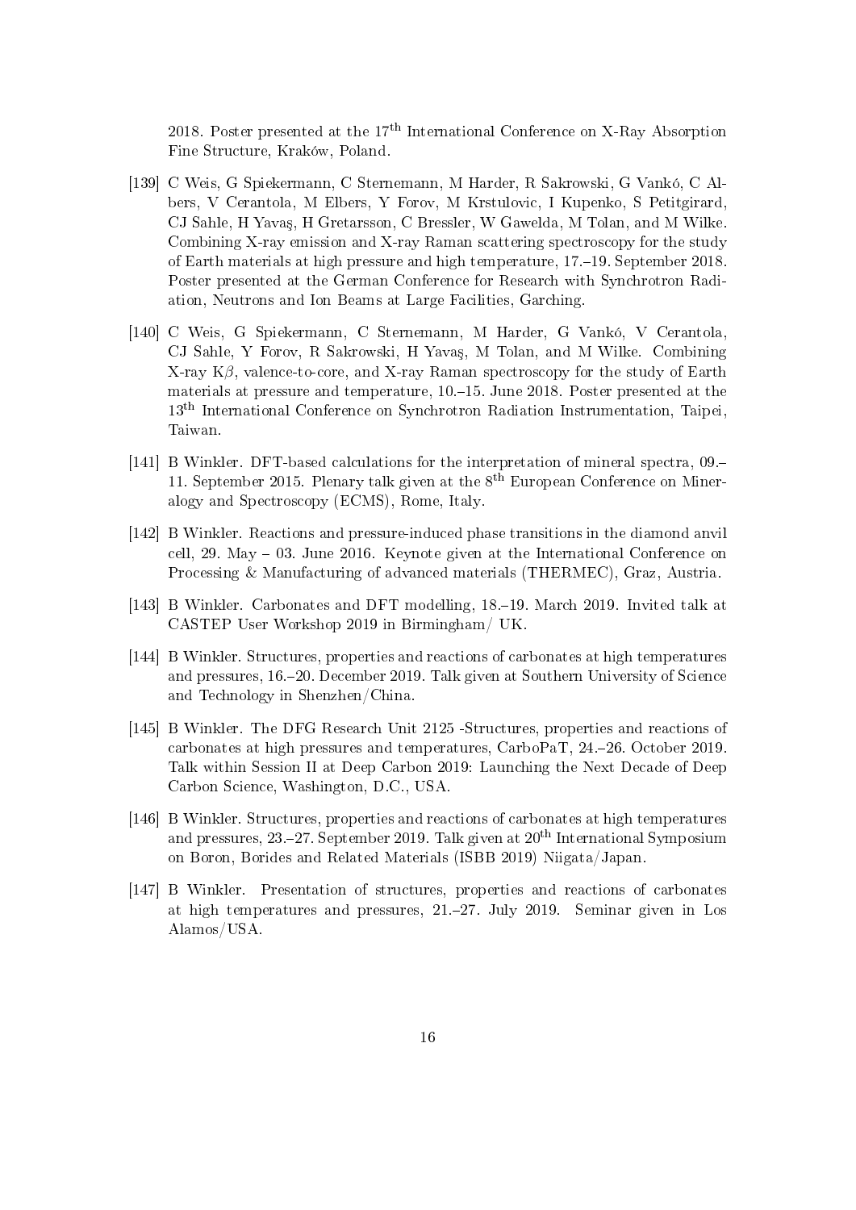2018. Poster presented at the 17th International Conference on X-Ray Absorption Fine Structure, Kraków, Poland.

[139] C Weis, G Spiekermann, C Sternemann, M Harder, R Sakrowski, G Vankó, C Albers, V Cerantola, M Elbers, Y Forov, M Krstulovic, I Kupenko, S Petitgirard, CJ Sahle, H Yavaş, H Gretarsson, C Bressler, W Gawelda, M Tolan, and M Wilke. Combining X-ray emission and X-ray Raman scattering spectroscopy for the study of Earth materials at high pressure and high temperature, 17.–19. September 2018. Poster presented at the German Conference for Research with Synchrotron Radiation, Neutrons and Ion Beams at Large Facilities, Garching.

[140] C Weis, G Spiekermann, C Sternemann, M Harder, G Vankó, V Cerantola, CJ Sahle, Y Forov, R Sakrowski, H Yavaş, M Tolan, and M Wilke. Combining X-ray K$\beta$, valence-to-core, and X-ray Raman spectroscopy for the study of Earth materials at pressure and temperature, 10.–15. June 2018. Poster presented at the 13th International Conference on Synchrotron Radiation Instrumentation, Taipei, Taiwan.

[141] B Winkler. DFT-based calculations for the interpretation of mineral spectra, 09.–11. September 2015. Plenary talk given at the 8th European Conference on Mineralogy and Spectroscopy (ECMS), Rome, Italy.

[142] B Winkler. Reactions and pressure-induced phase transitions in the diamond anvil cell, 29. May – 03. June 2016. Keynote given at the International Conference on Processing & Manufacturing of advanced materials (THERMEC), Graz, Austria.

[143] B Winkler. Carbonates and DFT modelling, 18.–19. March 2019. Invited talk at CASTEP User Workshop 2019 in Birmingham/ UK.

[144] B Winkler. Structures, properties and reactions of carbonates at high temperatures and pressures, 16.–20. December 2019. Talk given at Southern University of Science and Technology in Shenzhen/China.

[145] B Winkler. The DFG Research Unit 2125 -Structures, properties and reactions of carbonates at high pressures and temperatures, CarboPaT, 24.–26. October 2019. Talk within Session II at Deep Carbon 2019: Launching the Next Decade of Deep Carbon Science, Washington, D.C., USA.

[146] B Winkler. Structures, properties and reactions of carbonates at high temperatures and pressures, 23.–27. September 2019. Talk given at 20th International Symposium on Boron, Borides and Related Materials (ISBB 2019) Niigata/Japan.

[147] B Winkler. Presentation of structures, properties and reactions of carbonates at high temperatures and pressures, 21.–27. July 2019. Seminar given in Los Alamos/USA.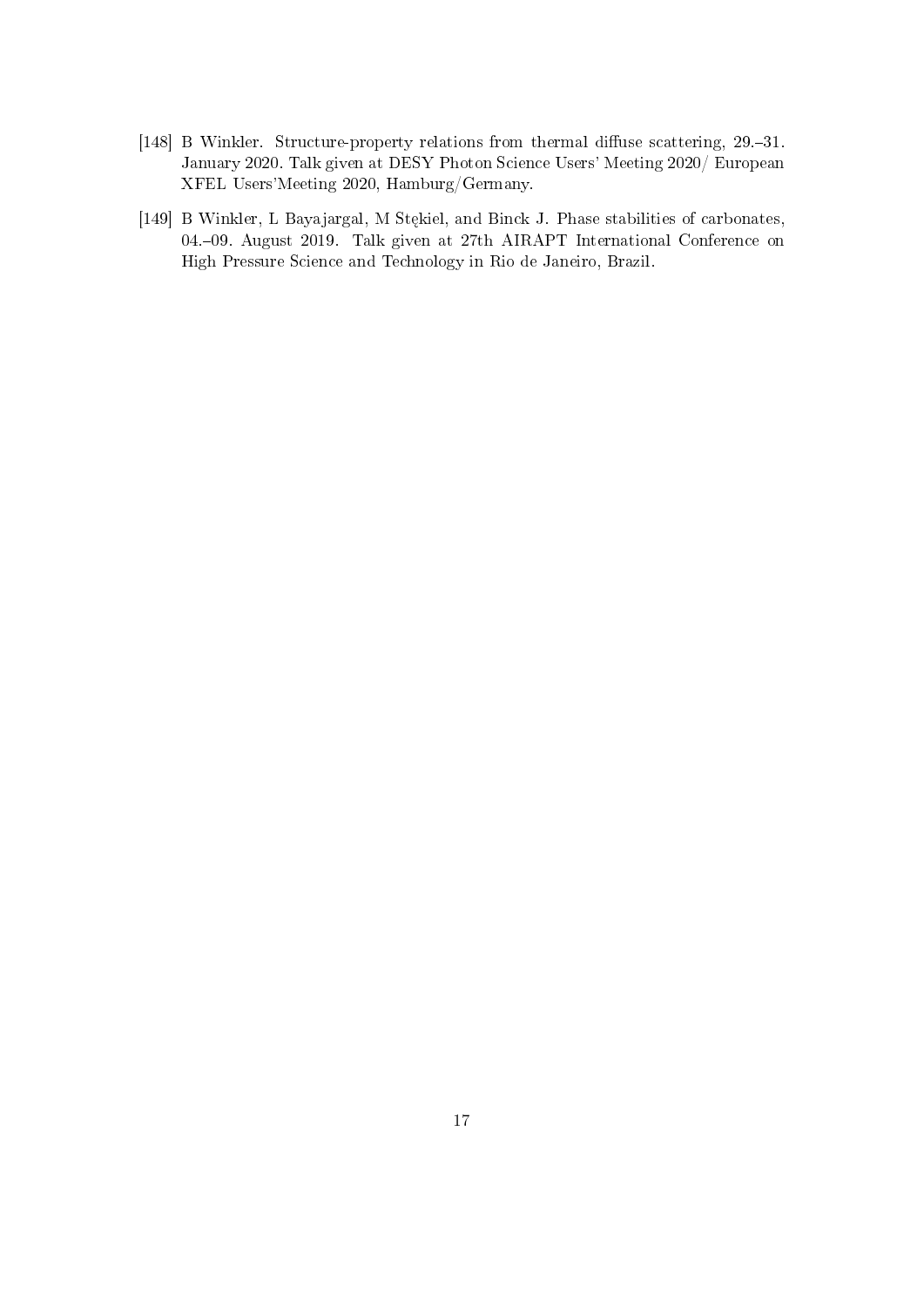[148] B Winkler. Structure-property relations from thermal diffuse scattering, 29.–31. January 2020. Talk given at DESY Photon Science Users' Meeting 2020/ European XFEL Users'Meeting 2020, Hamburg/Germany.

[149] B Winkler, L Bayajargal, M Stękiel, and Binck J. Phase stabilities of carbonates, 04.–09. August 2019. Talk given at 27th AIRAPT International Conference on High Pressure Science and Technology in Rio de Janeiro, Brazil.